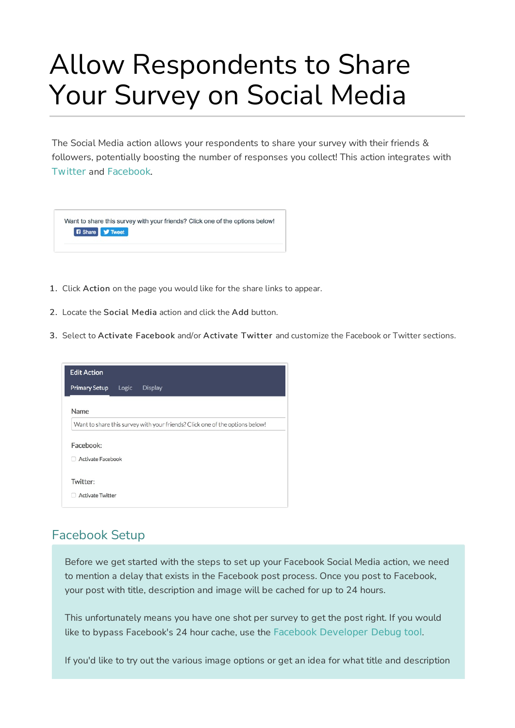# Allow Respondents to Share Your Survey on Social Media

The Social Media action allows your respondents to share your survey with their friends & followers, potentially boosting the number of responses you collect! This action integrates with Twitter and Facebook.

1. Click **Action** on the page you would like for the share links to appear.
2. Locate the **Social Media** action and click the **Add** button.
3. Select to **Activate Facebook** and/or **Activate Twitter** and customize the Facebook or Twitter sections.

## Facebook Setup

Before we get started with the steps to set up your Facebook Social Media action, we need to mention a delay that exists in the Facebook post process. Once you post to Facebook, your post with title, description and image will be cached for up to 24 hours.

This unfortunately means you have one shot per survey to get the post right. If you would like to bypass Facebook's 24 hour cache, use the Facebook Developer Debug tool.

If you'd like to try out the various image options or get an idea for what title and description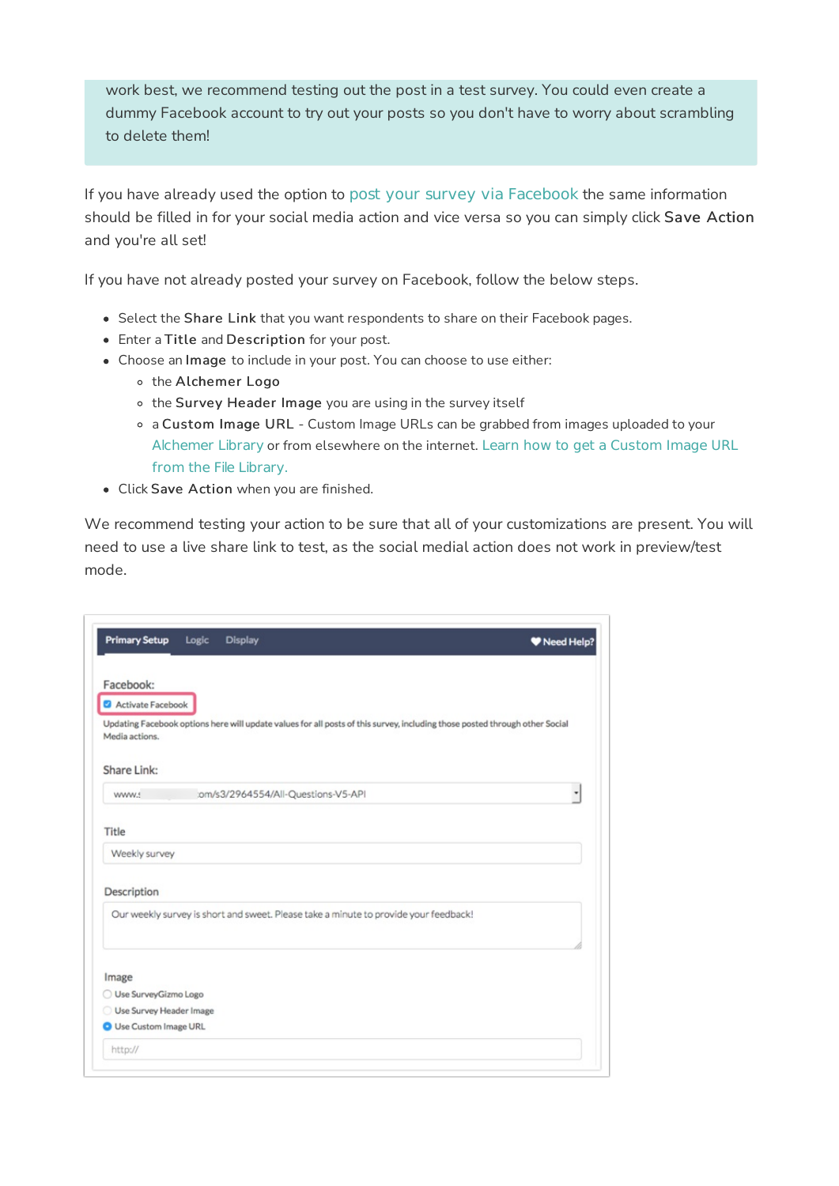work best, we recommend testing out the post in a test survey. You could even create a dummy Facebook account to try out your posts so you don't have to worry about scrambling to delete them!

If you have already used the option to post your survey via Facebook the same information should be filled in for your social media action and vice versa so you can simply click **Save Action** and you're all set!

If you have not already posted your survey on Facebook, follow the below steps.

- Select the **Share Link** that you want respondents to share on their Facebook pages.
- Enter a **Title** and **Description** for your post.
- Choose an **Image** to include in your post. You can choose to use either:
  - the **Alchemer Logo**
  - the **Survey Header Image** you are using in the survey itself
  - a **Custom Image URL** - Custom Image URLs can be grabbed from images uploaded to your Alchemer Library or from elsewhere on the internet. Learn how to get a Custom Image URL from the File Library.
- Click **Save Action** when you are finished.

We recommend testing your action to be sure that all of your customizations are present. You will need to use a live share link to test, as the social medial action does not work in preview/test mode.

Primary Setup | Logic | Display | Need Help?

Facebook:

- [x] Activate Facebook

Updating Facebook options here will update values for all posts of this survey, including those posted through other Social Media actions.

Share Link:

www.s...om/s3/2964554/All-Questions-V5-API

Title

Weekly survey

Description

Our weekly survey is short and sweet. Please take a minute to provide your feedback!

Image

- ( ) Use SurveyGizmo Logo
- ( ) Use Survey Header Image
- (•) Use Custom Image URL

http://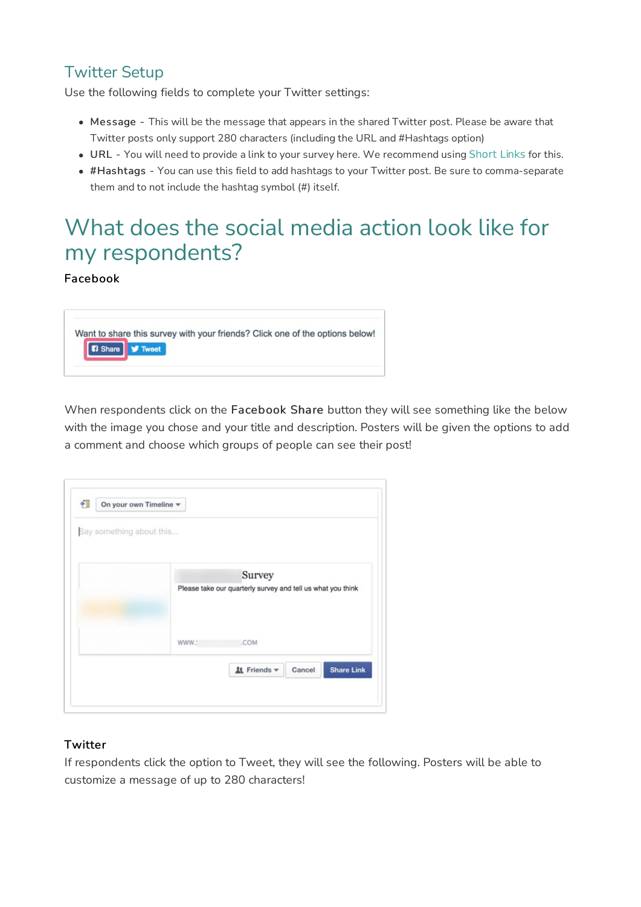## Twitter Setup

Use the following fields to complete your Twitter settings:

- **Message** - This will be the message that appears in the shared Twitter post. Please be aware that Twitter posts only support 280 characters (including the URL and #Hashtags option)
- **URL** - You will need to provide a link to your survey here. We recommend using Short Links for this.
- **#Hashtags** - You can use this field to add hashtags to your Twitter post. Be sure to comma-separate them and to not include the hashtag symbol (#) itself.

# What does the social media action look like for my respondents?

**Facebook**

When respondents click on the **Facebook Share** button they will see something like the below with the image you chose and your title and description. Posters will be given the options to add a comment and choose which groups of people can see their post!

**Twitter**

If respondents click the option to Tweet, they will see the following. Posters will be able to customize a message of up to 280 characters!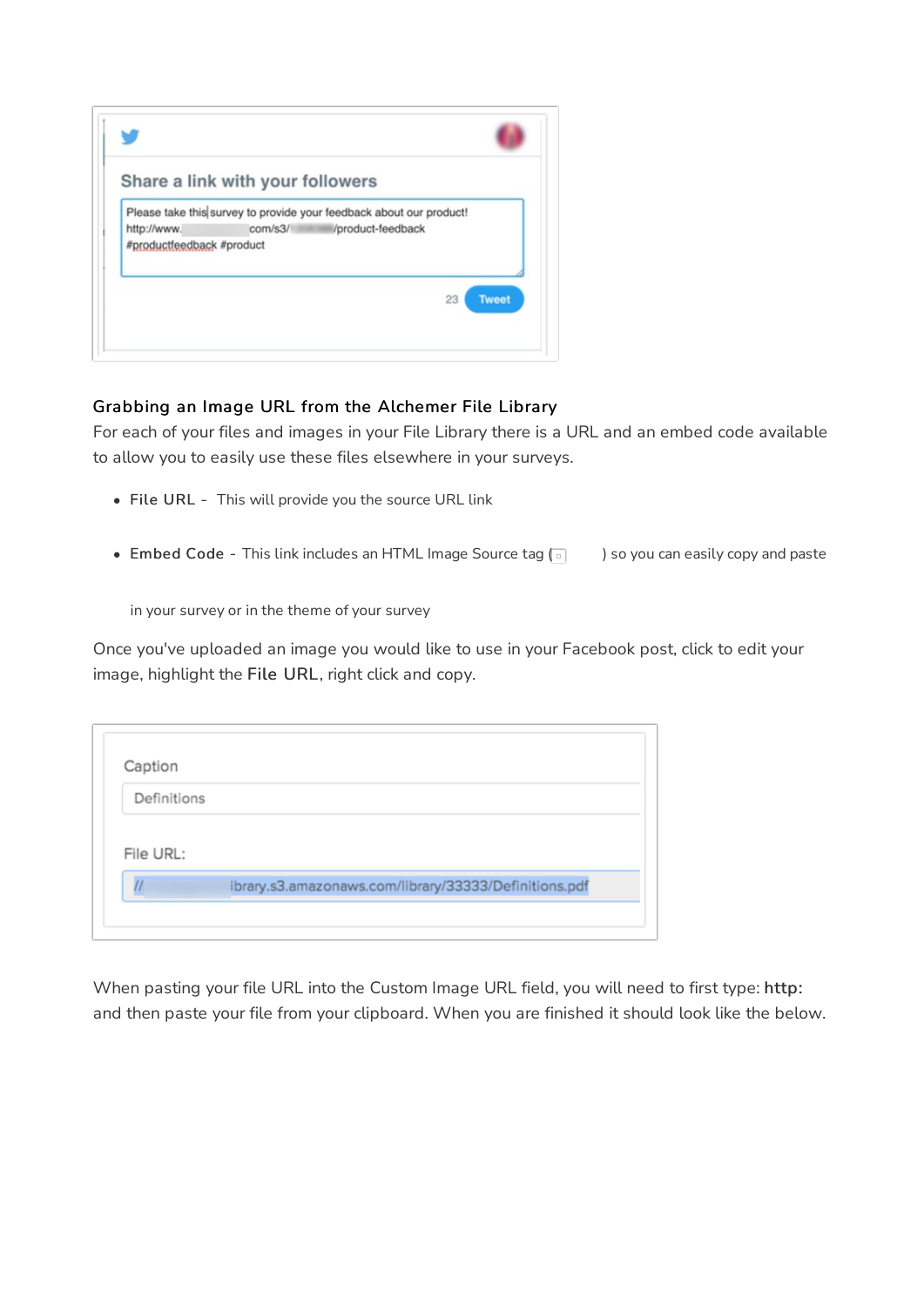## Grabbing an Image URL from the Alchemer File Library

For each of your files and images in your File Library there is a URL and an embed code available to allow you to easily use these files elsewhere in your surveys.

- **File URL** - This will provide you the source URL link
- **Embed Code** - This link includes an HTML Image Source tag ( ) so you can easily copy and paste in your survey or in the theme of your survey

Once you've uploaded an image you would like to use in your Facebook post, click to edit your image, highlight the **File URL**, right click and copy.

When pasting your file URL into the Custom Image URL field, you will need to first type: **http:** and then paste your file from your clipboard. When you are finished it should look like the below.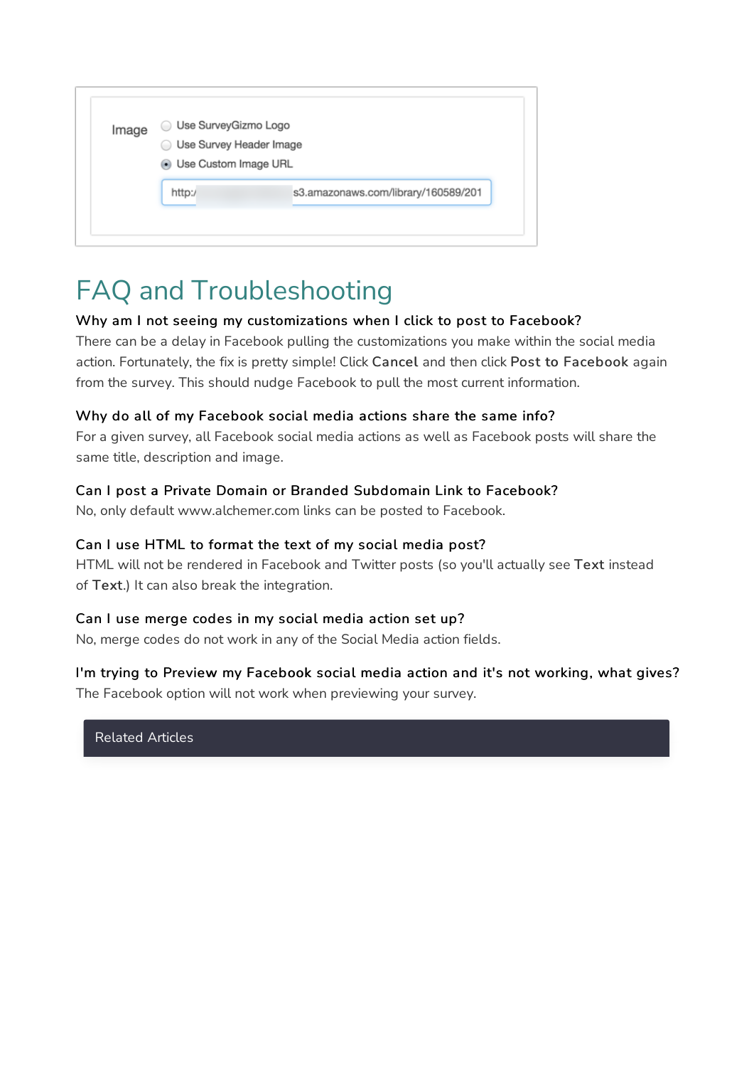Image

- Use SurveyGizmo Logo
- Use Survey Header Image
- Use Custom Image URL

http:/ s3.amazonaws.com/library/160589/201

## FAQ and Troubleshooting

**Why am I not seeing my customizations when I click to post to Facebook?**

There can be a delay in Facebook pulling the customizations you make within the social media action. Fortunately, the fix is pretty simple! Click **Cancel** and then click **Post to Facebook** again from the survey. This should nudge Facebook to pull the most current information.

**Why do all of my Facebook social media actions share the same info?**

For a given survey, all Facebook social media actions as well as Facebook posts will share the same title, description and image.

**Can I post a Private Domain or Branded Subdomain Link to Facebook?**

No, only default www.alchemer.com links can be posted to Facebook.

**Can I use HTML to format the text of my social media post?**

HTML will not be rendered in Facebook and Twitter posts (so you'll actually see **Text** instead of **Text**.) It can also break the integration.

**Can I use merge codes in my social media action set up?**

No, merge codes do not work in any of the Social Media action fields.

**I'm trying to Preview my Facebook social media action and it's not working, what gives?**

The Facebook option will not work when previewing your survey.

Related Articles